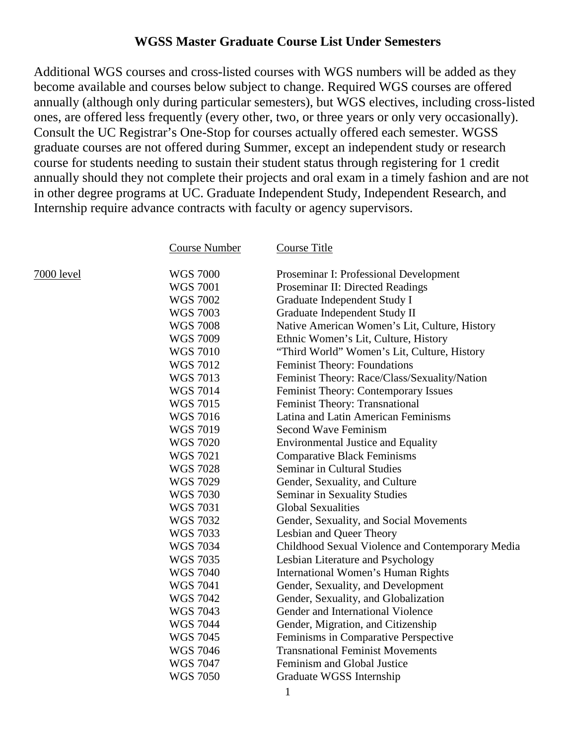# WGSS Master Graduate Course List Under Semesters

Additional WGS courses and cross-listed courses with WGS numbers will be added as they become available and courses below subject to change. Required WGS courses are offered annually (although only during particular semesters), but WGS electives, including cross-listed ones, are offered less frequently (every other, two, or three years or only very occasionally). Consult the UC Registrar's One-Stop for courses actually offered each semester. WGSS graduate courses are not offered during Summer, except an independent study or research course for students needing to sustain their student status through registering for 1 credit annually should they not complete their projects and oral exam in a timely fashion and are not in other degree programs at UC. Graduate Independent Study, Independent Research, and Internship require advance contracts with faculty or agency supervisors.

| | Course Number | Course Title |
|---|---|---|
| 7000 level | WGS 7000 | Proseminar I: Professional Development |
| | WGS 7001 | Proseminar II: Directed Readings |
| | WGS 7002 | Graduate Independent Study I |
| | WGS 7003 | Graduate Independent Study II |
| | WGS 7008 | Native American Women's Lit, Culture, History |
| | WGS 7009 | Ethnic Women's Lit, Culture, History |
| | WGS 7010 | "Third World" Women's Lit, Culture, History |
| | WGS 7012 | Feminist Theory: Foundations |
| | WGS 7013 | Feminist Theory: Race/Class/Sexuality/Nation |
| | WGS 7014 | Feminist Theory: Contemporary Issues |
| | WGS 7015 | Feminist Theory: Transnational |
| | WGS 7016 | Latina and Latin American Feminisms |
| | WGS 7019 | Second Wave Feminism |
| | WGS 7020 | Environmental Justice and Equality |
| | WGS 7021 | Comparative Black Feminisms |
| | WGS 7028 | Seminar in Cultural Studies |
| | WGS 7029 | Gender, Sexuality, and Culture |
| | WGS 7030 | Seminar in Sexuality Studies |
| | WGS 7031 | Global Sexualities |
| | WGS 7032 | Gender, Sexuality, and Social Movements |
| | WGS 7033 | Lesbian and Queer Theory |
| | WGS 7034 | Childhood Sexual Violence and Contemporary Media |
| | WGS 7035 | Lesbian Literature and Psychology |
| | WGS 7040 | International Women's Human Rights |
| | WGS 7041 | Gender, Sexuality, and Development |
| | WGS 7042 | Gender, Sexuality, and Globalization |
| | WGS 7043 | Gender and International Violence |
| | WGS 7044 | Gender, Migration, and Citizenship |
| | WGS 7045 | Feminisms in Comparative Perspective |
| | WGS 7046 | Transnational Feminist Movements |
| | WGS 7047 | Feminism and Global Justice |
| | WGS 7050 | Graduate WGSS Internship |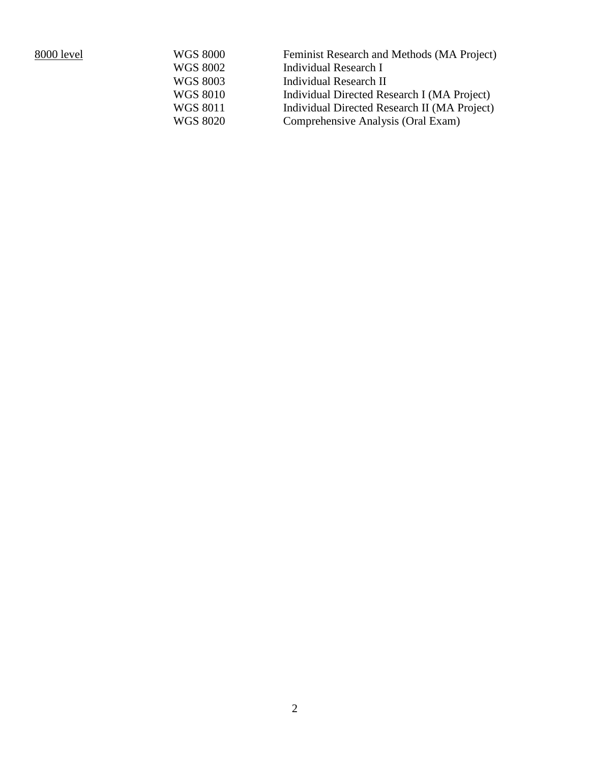| | | |
|---|---|---|
| <u>8000 level</u> | WGS 8000 | Feminist Research and Methods (MA Project) |
| | WGS 8002 | Individual Research I |
| | WGS 8003 | Individual Research II |
| | WGS 8010 | Individual Directed Research I (MA Project) |
| | WGS 8011 | Individual Directed Research II (MA Project) |
| | WGS 8020 | Comprehensive Analysis (Oral Exam) |